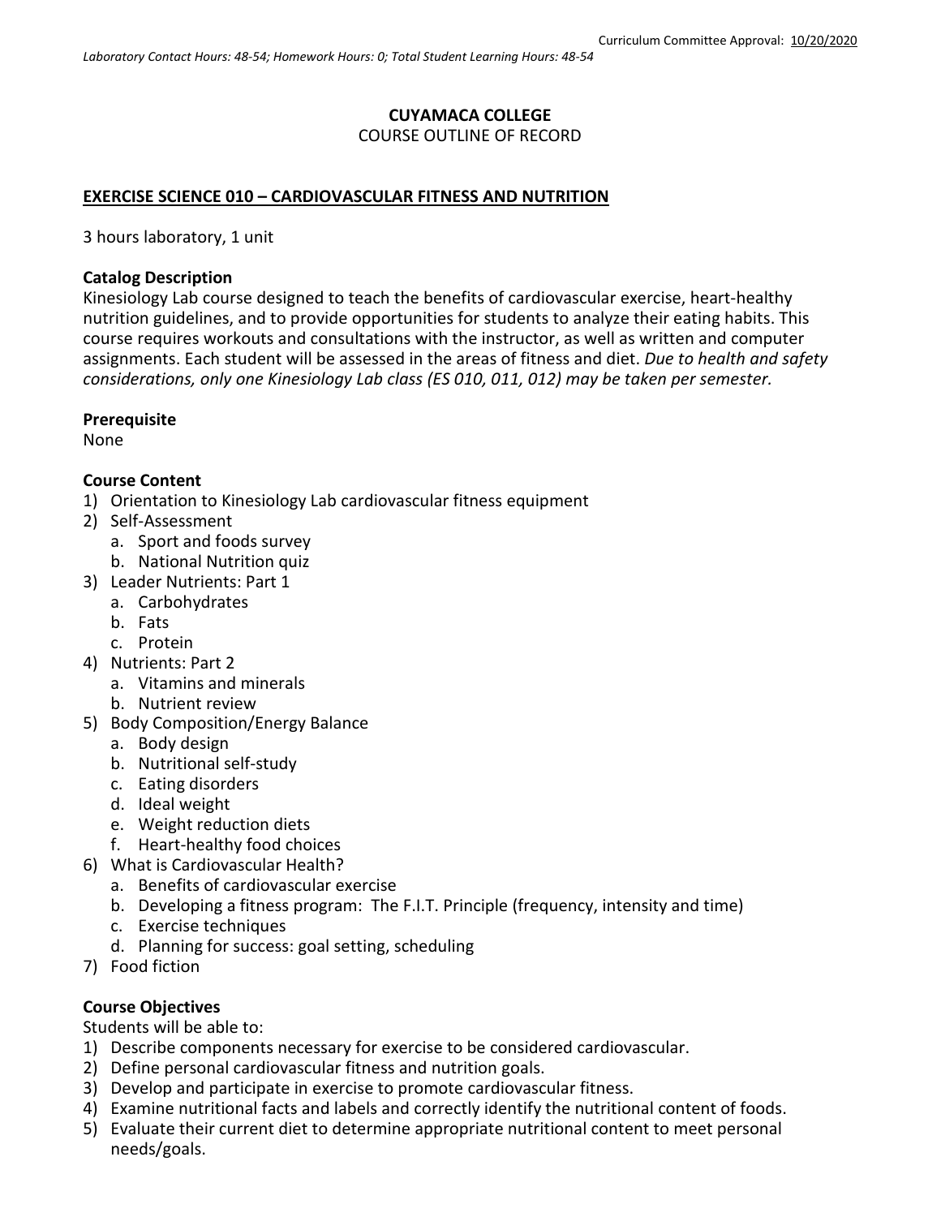Curriculum Committee Approval: 10/20/2020

*Laboratory Contact Hours: 48-54; Homework Hours: 0; Total Student Learning Hours: 48-54*

**CUYAMACA COLLEGE**

COURSE OUTLINE OF RECORD

**EXERCISE SCIENCE 010 – CARDIOVASCULAR FITNESS AND NUTRITION**

3 hours laboratory, 1 unit

**Catalog Description**

Kinesiology Lab course designed to teach the benefits of cardiovascular exercise, heart-healthy nutrition guidelines, and to provide opportunities for students to analyze their eating habits. This course requires workouts and consultations with the instructor, as well as written and computer assignments. Each student will be assessed in the areas of fitness and diet. *Due to health and safety considerations, only one Kinesiology Lab class (ES 010, 011, 012) may be taken per semester.*

**Prerequisite**

None

**Course Content**

1) Orientation to Kinesiology Lab cardiovascular fitness equipment
2) Self-Assessment
   a. Sport and foods survey
   b. National Nutrition quiz
3) Leader Nutrients: Part 1
   a. Carbohydrates
   b. Fats
   c. Protein
4) Nutrients: Part 2
   a. Vitamins and minerals
   b. Nutrient review
5) Body Composition/Energy Balance
   a. Body design
   b. Nutritional self-study
   c. Eating disorders
   d. Ideal weight
   e. Weight reduction diets
   f. Heart-healthy food choices
6) What is Cardiovascular Health?
   a. Benefits of cardiovascular exercise
   b. Developing a fitness program: The F.I.T. Principle (frequency, intensity and time)
   c. Exercise techniques
   d. Planning for success: goal setting, scheduling
7) Food fiction

**Course Objectives**

Students will be able to:

1) Describe components necessary for exercise to be considered cardiovascular.
2) Define personal cardiovascular fitness and nutrition goals.
3) Develop and participate in exercise to promote cardiovascular fitness.
4) Examine nutritional facts and labels and correctly identify the nutritional content of foods.
5) Evaluate their current diet to determine appropriate nutritional content to meet personal needs/goals.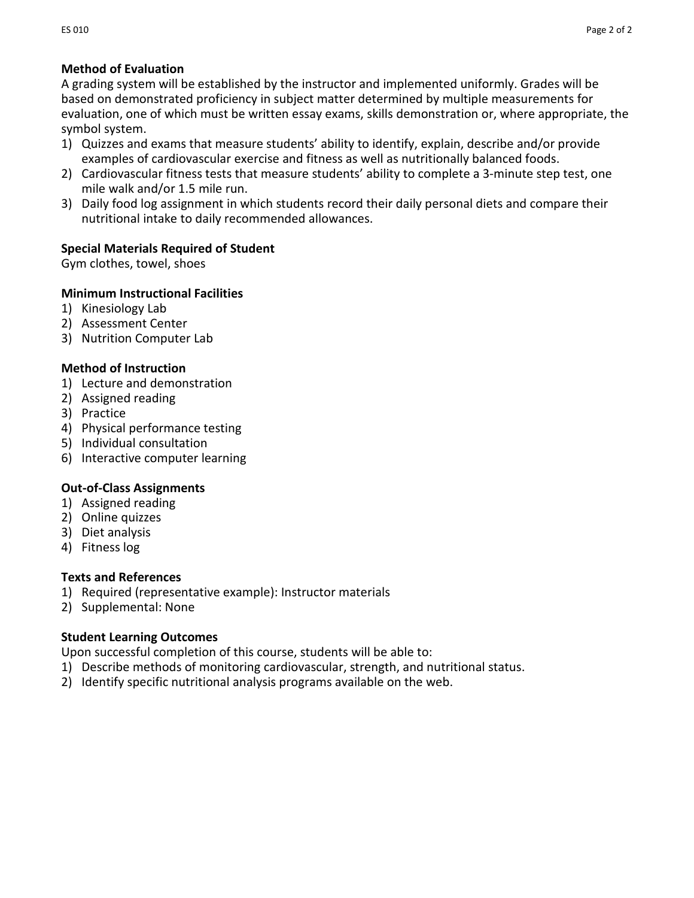**Method of Evaluation**

A grading system will be established by the instructor and implemented uniformly. Grades will be based on demonstrated proficiency in subject matter determined by multiple measurements for evaluation, one of which must be written essay exams, skills demonstration or, where appropriate, the symbol system.

1) Quizzes and exams that measure students' ability to identify, explain, describe and/or provide examples of cardiovascular exercise and fitness as well as nutritionally balanced foods.
2) Cardiovascular fitness tests that measure students' ability to complete a 3-minute step test, one mile walk and/or 1.5 mile run.
3) Daily food log assignment in which students record their daily personal diets and compare their nutritional intake to daily recommended allowances.

**Special Materials Required of Student**

Gym clothes, towel, shoes

**Minimum Instructional Facilities**

1) Kinesiology Lab
2) Assessment Center
3) Nutrition Computer Lab

**Method of Instruction**

1) Lecture and demonstration
2) Assigned reading
3) Practice
4) Physical performance testing
5) Individual consultation
6) Interactive computer learning

**Out-of-Class Assignments**

1) Assigned reading
2) Online quizzes
3) Diet analysis
4) Fitness log

**Texts and References**

1) Required (representative example): Instructor materials
2) Supplemental: None

**Student Learning Outcomes**

Upon successful completion of this course, students will be able to:

1) Describe methods of monitoring cardiovascular, strength, and nutritional status.
2) Identify specific nutritional analysis programs available on the web.